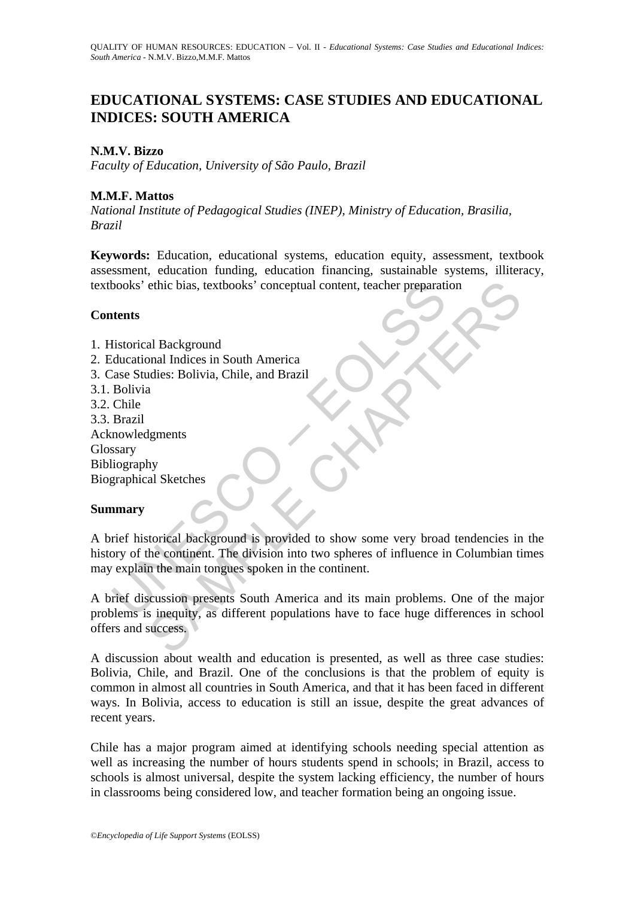# EDUCATIONAL SYSTEMS: CASE STUDIES AND EDUCATIONAL INDICES: SOUTH AMERICA

**N.M.V. Bizzo**
*Faculty of Education, University of São Paulo, Brazil*

**M.M.F. Mattos**
*National Institute of Pedagogical Studies (INEP), Ministry of Education, Brasilia, Brazil*

**Keywords:** Education, educational systems, education equity, assessment, textbook assessment, education funding, education financing, sustainable systems, illiteracy, textbooks' ethic bias, textbooks' conceptual content, teacher preparation

## Contents

1. Historical Background
2. Educational Indices in South America
3. Case Studies: Bolivia, Chile, and Brazil
3.1. Bolivia
3.2. Chile
3.3. Brazil
Acknowledgments
Glossary
Bibliography
Biographical Sketches

## Summary

A brief historical background is provided to show some very broad tendencies in the history of the continent. The division into two spheres of influence in Columbian times may explain the main tongues spoken in the continent.

A brief discussion presents South America and its main problems. One of the major problems is inequity, as different populations have to face huge differences in school offers and success.

A discussion about wealth and education is presented, as well as three case studies: Bolivia, Chile, and Brazil. One of the conclusions is that the problem of equity is common in almost all countries in South America, and that it has been faced in different ways. In Bolivia, access to education is still an issue, despite the great advances of recent years.

Chile has a major program aimed at identifying schools needing special attention as well as increasing the number of hours students spend in schools; in Brazil, access to schools is almost universal, despite the system lacking efficiency, the number of hours in classrooms being considered low, and teacher formation being an ongoing issue.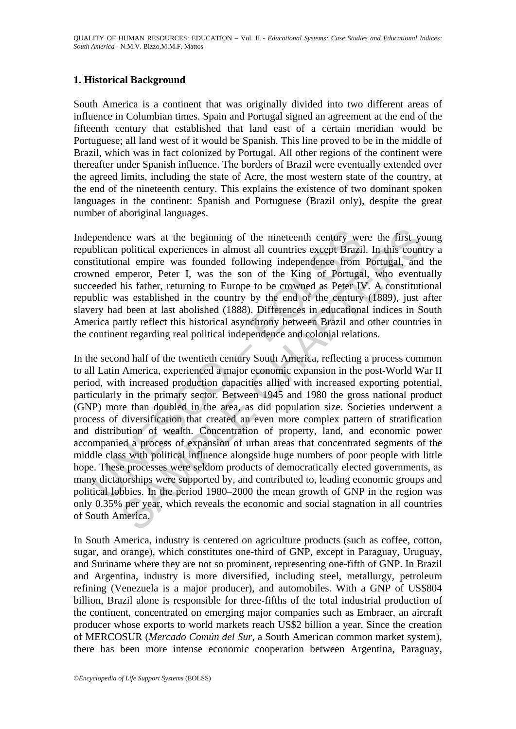## 1. Historical Background

South America is a continent that was originally divided into two different areas of influence in Columbian times. Spain and Portugal signed an agreement at the end of the fifteenth century that established that land east of a certain meridian would be Portuguese; all land west of it would be Spanish. This line proved to be in the middle of Brazil, which was in fact colonized by Portugal. All other regions of the continent were thereafter under Spanish influence. The borders of Brazil were eventually extended over the agreed limits, including the state of Acre, the most western state of the country, at the end of the nineteenth century. This explains the existence of two dominant spoken languages in the continent: Spanish and Portuguese (Brazil only), despite the great number of aboriginal languages.

Independence wars at the beginning of the nineteenth century were the first young republican political experiences in almost all countries except Brazil. In this country a constitutional empire was founded following independence from Portugal, and the crowned emperor, Peter I, was the son of the King of Portugal, who eventually succeeded his father, returning to Europe to be crowned as Peter IV. A constitutional republic was established in the country by the end of the century (1889), just after slavery had been at last abolished (1888). Differences in educational indices in South America partly reflect this historical asynchrony between Brazil and other countries in the continent regarding real political independence and colonial relations.

In the second half of the twentieth century South America, reflecting a process common to all Latin America, experienced a major economic expansion in the post-World War II period, with increased production capacities allied with increased exporting potential, particularly in the primary sector. Between 1945 and 1980 the gross national product (GNP) more than doubled in the area, as did population size. Societies underwent a process of diversification that created an even more complex pattern of stratification and distribution of wealth. Concentration of property, land, and economic power accompanied a process of expansion of urban areas that concentrated segments of the middle class with political influence alongside huge numbers of poor people with little hope. These processes were seldom products of democratically elected governments, as many dictatorships were supported by, and contributed to, leading economic groups and political lobbies. In the period 1980–2000 the mean growth of GNP in the region was only 0.35% per year, which reveals the economic and social stagnation in all countries of South America.

In South America, industry is centered on agriculture products (such as coffee, cotton, sugar, and orange), which constitutes one-third of GNP, except in Paraguay, Uruguay, and Suriname where they are not so prominent, representing one-fifth of GNP. In Brazil and Argentina, industry is more diversified, including steel, metallurgy, petroleum refining (Venezuela is a major producer), and automobiles. With a GNP of US$804 billion, Brazil alone is responsible for three-fifths of the total industrial production of the continent, concentrated on emerging major companies such as Embraer, an aircraft producer whose exports to world markets reach US$2 billion a year. Since the creation of MERCOSUR (*Mercado Común del Sur*, a South American common market system), there has been more intense economic cooperation between Argentina, Paraguay,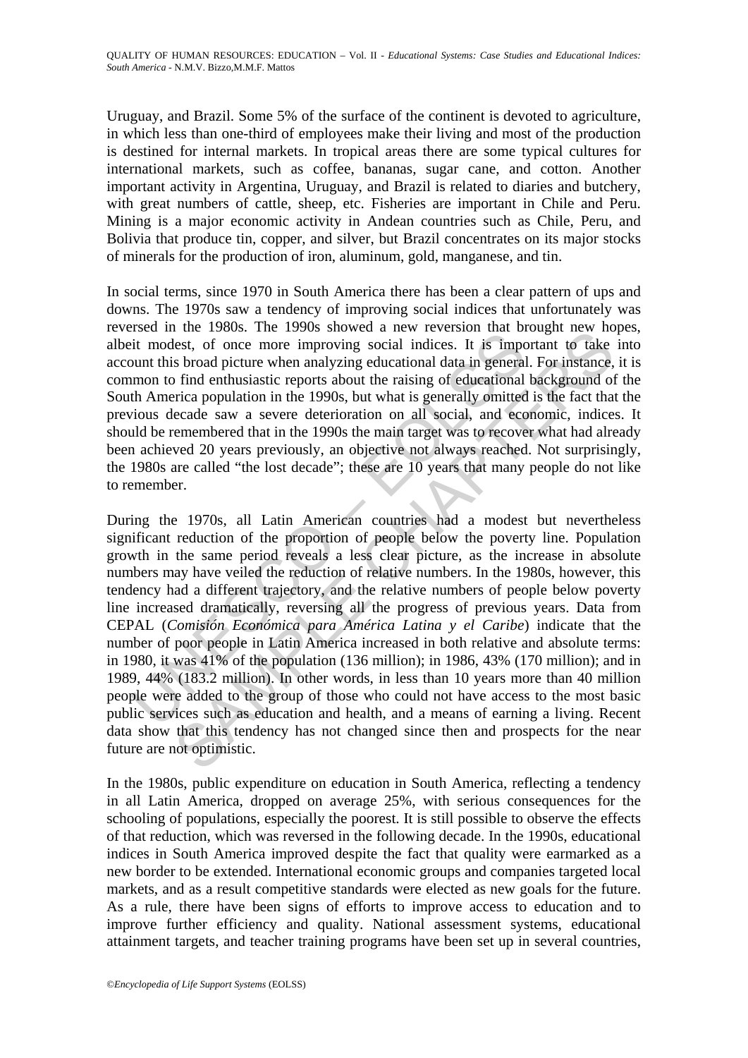Uruguay, and Brazil. Some 5% of the surface of the continent is devoted to agriculture, in which less than one-third of employees make their living and most of the production is destined for internal markets. In tropical areas there are some typical cultures for international markets, such as coffee, bananas, sugar cane, and cotton. Another important activity in Argentina, Uruguay, and Brazil is related to diaries and butchery, with great numbers of cattle, sheep, etc. Fisheries are important in Chile and Peru. Mining is a major economic activity in Andean countries such as Chile, Peru, and Bolivia that produce tin, copper, and silver, but Brazil concentrates on its major stocks of minerals for the production of iron, aluminum, gold, manganese, and tin.

In social terms, since 1970 in South America there has been a clear pattern of ups and downs. The 1970s saw a tendency of improving social indices that unfortunately was reversed in the 1980s. The 1990s showed a new reversion that brought new hopes, albeit modest, of once more improving social indices. It is important to take into account this broad picture when analyzing educational data in general. For instance, it is common to find enthusiastic reports about the raising of educational background of the South America population in the 1990s, but what is generally omitted is the fact that the previous decade saw a severe deterioration on all social, and economic, indices. It should be remembered that in the 1990s the main target was to recover what had already been achieved 20 years previously, an objective not always reached. Not surprisingly, the 1980s are called "the lost decade"; these are 10 years that many people do not like to remember.

During the 1970s, all Latin American countries had a modest but nevertheless significant reduction of the proportion of people below the poverty line. Population growth in the same period reveals a less clear picture, as the increase in absolute numbers may have veiled the reduction of relative numbers. In the 1980s, however, this tendency had a different trajectory, and the relative numbers of people below poverty line increased dramatically, reversing all the progress of previous years. Data from CEPAL (*Comisión Económica para América Latina y el Caribe*) indicate that the number of poor people in Latin America increased in both relative and absolute terms: in 1980, it was 41% of the population (136 million); in 1986, 43% (170 million); and in 1989, 44% (183.2 million). In other words, in less than 10 years more than 40 million people were added to the group of those who could not have access to the most basic public services such as education and health, and a means of earning a living. Recent data show that this tendency has not changed since then and prospects for the near future are not optimistic.

In the 1980s, public expenditure on education in South America, reflecting a tendency in all Latin America, dropped on average 25%, with serious consequences for the schooling of populations, especially the poorest. It is still possible to observe the effects of that reduction, which was reversed in the following decade. In the 1990s, educational indices in South America improved despite the fact that quality were earmarked as a new border to be extended. International economic groups and companies targeted local markets, and as a result competitive standards were elected as new goals for the future. As a rule, there have been signs of efforts to improve access to education and to improve further efficiency and quality. National assessment systems, educational attainment targets, and teacher training programs have been set up in several countries,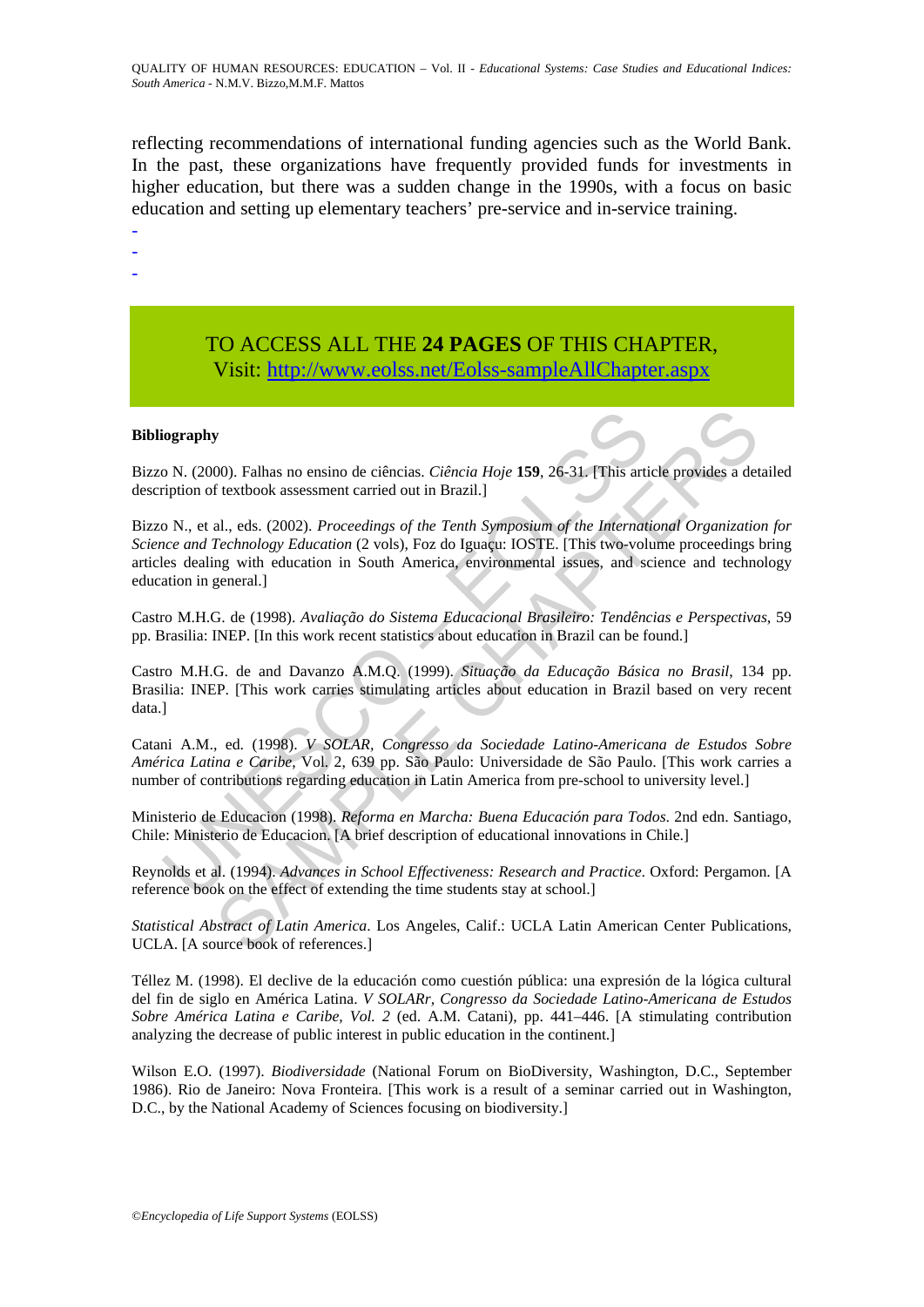reflecting recommendations of international funding agencies such as the World Bank. In the past, these organizations have frequently provided funds for investments in higher education, but there was a sudden change in the 1990s, with a focus on basic education and setting up elementary teachers' pre-service and in-service training.

-
-
-

TO ACCESS ALL THE **24 PAGES** OF THIS CHAPTER,
Visit: http://www.eolss.net/Eolss-sampleAllChapter.aspx

**Bibliography**

Bizzo N. (2000). Falhas no ensino de ciências. *Ciência Hoje* **159**, 26-31. [This article provides a detailed description of textbook assessment carried out in Brazil.]

Bizzo N., et al., eds. (2002). *Proceedings of the Tenth Symposium of the International Organization for Science and Technology Education* (2 vols), Foz do Iguaçu: IOSTE. [This two-volume proceedings bring articles dealing with education in South America, environmental issues, and science and technology education in general.]

Castro M.H.G. de (1998). *Avaliação do Sistema Educacional Brasileiro: Tendências e Perspectivas*, 59 pp. Brasilia: INEP. [In this work recent statistics about education in Brazil can be found.]

Castro M.H.G. de and Davanzo A.M.Q. (1999). *Situação da Educação Básica no Brasil*, 134 pp. Brasilia: INEP. [This work carries stimulating articles about education in Brazil based on very recent data.]

Catani A.M., ed. (1998). *V SOLAR, Congresso da Sociedade Latino-Americana de Estudos Sobre América Latina e Caribe*, Vol. 2, 639 pp. São Paulo: Universidade de São Paulo. [This work carries a number of contributions regarding education in Latin America from pre-school to university level.]

Ministerio de Educacion (1998). *Reforma en Marcha: Buena Educación para Todos*. 2nd edn. Santiago, Chile: Ministerio de Educacion. [A brief description of educational innovations in Chile.]

Reynolds et al. (1994). *Advances in School Effectiveness: Research and Practice*. Oxford: Pergamon. [A reference book on the effect of extending the time students stay at school.]

*Statistical Abstract of Latin America*. Los Angeles, Calif.: UCLA Latin American Center Publications, UCLA. [A source book of references.]

Téllez M. (1998). El declive de la educación como cuestión pública: una expresión de la lógica cultural del fin de siglo en América Latina. *V SOLARr, Congresso da Sociedade Latino-Americana de Estudos Sobre América Latina e Caribe, Vol. 2* (ed. A.M. Catani), pp. 441–446. [A stimulating contribution analyzing the decrease of public interest in public education in the continent.]

Wilson E.O. (1997). *Biodiversidade* (National Forum on BioDiversity, Washington, D.C., September 1986). Rio de Janeiro: Nova Fronteira. [This work is a result of a seminar carried out in Washington, D.C., by the National Academy of Sciences focusing on biodiversity.]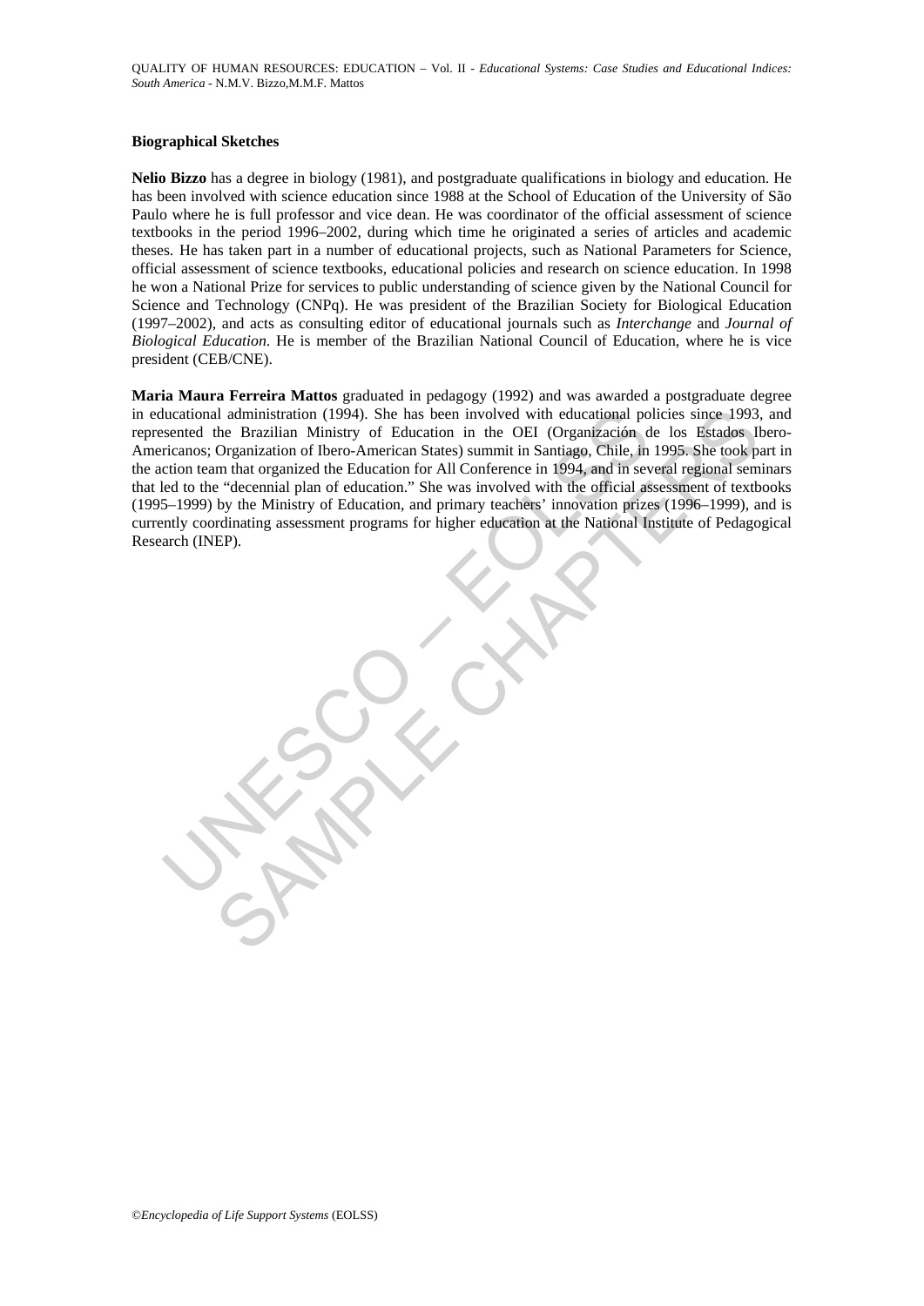### Biographical Sketches

**Nelio Bizzo** has a degree in biology (1981), and postgraduate qualifications in biology and education. He has been involved with science education since 1988 at the School of Education of the University of São Paulo where he is full professor and vice dean. He was coordinator of the official assessment of science textbooks in the period 1996–2002, during which time he originated a series of articles and academic theses. He has taken part in a number of educational projects, such as National Parameters for Science, official assessment of science textbooks, educational policies and research on science education. In 1998 he won a National Prize for services to public understanding of science given by the National Council for Science and Technology (CNPq). He was president of the Brazilian Society for Biological Education (1997–2002), and acts as consulting editor of educational journals such as *Interchange* and *Journal of Biological Education*. He is member of the Brazilian National Council of Education, where he is vice president (CEB/CNE).

**Maria Maura Ferreira Mattos** graduated in pedagogy (1992) and was awarded a postgraduate degree in educational administration (1994). She has been involved with educational policies since 1993, and represented the Brazilian Ministry of Education in the OEI (Organización de los Estados Ibero-Americanos; Organization of Ibero-American States) summit in Santiago, Chile, in 1995. She took part in the action team that organized the Education for All Conference in 1994, and in several regional seminars that led to the "decennial plan of education." She was involved with the official assessment of textbooks (1995–1999) by the Ministry of Education, and primary teachers' innovation prizes (1996–1999), and is currently coordinating assessment programs for higher education at the National Institute of Pedagogical Research (INEP).